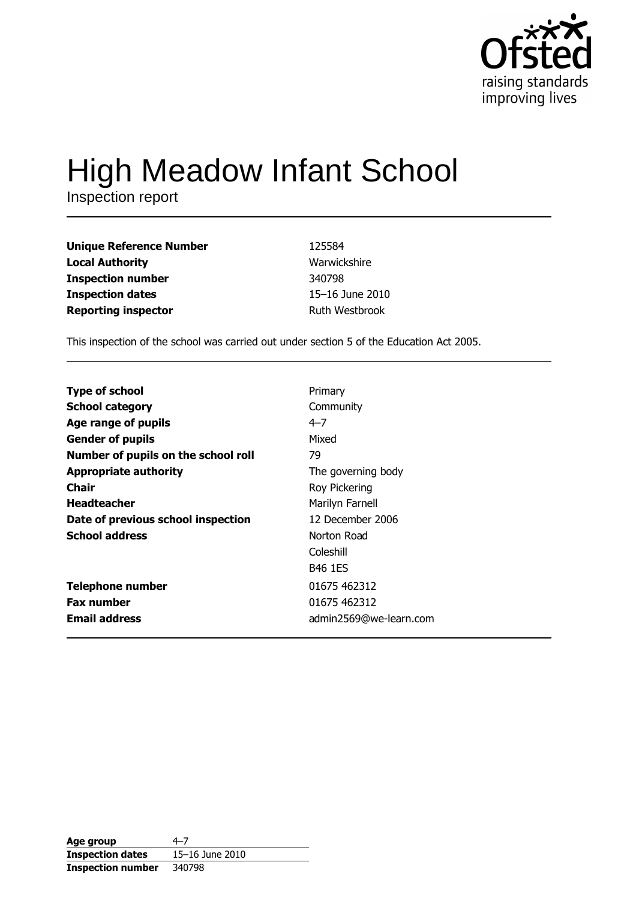Ofsted
raising standards
improving lives

# High Meadow Infant School

Inspection report

| | |
|---|---|
| **Unique Reference Number** | 125584 |
| **Local Authority** | Warwickshire |
| **Inspection number** | 340798 |
| **Inspection dates** | 15–16 June 2010 |
| **Reporting inspector** | Ruth Westbrook |

This inspection of the school was carried out under section 5 of the Education Act 2005.

| | |
|---|---|
| **Type of school** | Primary |
| **School category** | Community |
| **Age range of pupils** | 4–7 |
| **Gender of pupils** | Mixed |
| **Number of pupils on the school roll** | 79 |
| **Appropriate authority** | The governing body |
| **Chair** | Roy Pickering |
| **Headteacher** | Marilyn Farnell |
| **Date of previous school inspection** | 12 December 2006 |
| **School address** | Norton Road<br>Coleshill<br>B46 1ES |
| **Telephone number** | 01675 462312 |
| **Fax number** | 01675 462312 |
| **Email address** | admin2569@we-learn.com |

| | |
|---|---|
| **Age group** | 4–7 |
| **Inspection dates** | 15–16 June 2010 |
| **Inspection number** | 340798 |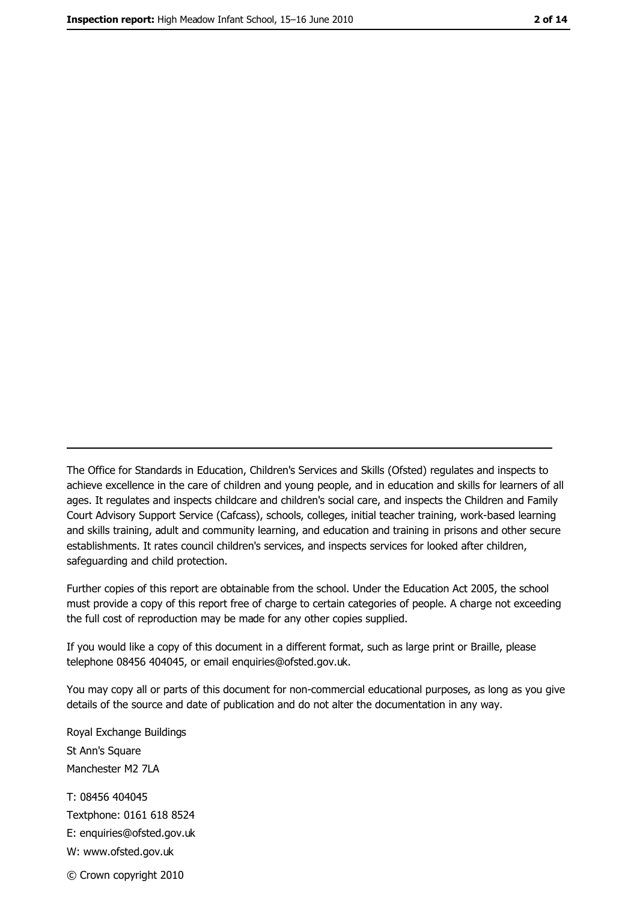The Office for Standards in Education, Children's Services and Skills (Ofsted) regulates and inspects to achieve excellence in the care of children and young people, and in education and skills for learners of all ages. It regulates and inspects childcare and children's social care, and inspects the Children and Family Court Advisory Support Service (Cafcass), schools, colleges, initial teacher training, work-based learning and skills training, adult and community learning, and education and training in prisons and other secure establishments. It rates council children's services, and inspects services for looked after children, safeguarding and child protection.

Further copies of this report are obtainable from the school. Under the Education Act 2005, the school must provide a copy of this report free of charge to certain categories of people. A charge not exceeding the full cost of reproduction may be made for any other copies supplied.

If you would like a copy of this document in a different format, such as large print or Braille, please telephone 08456 404045, or email enquiries@ofsted.gov.uk.

You may copy all or parts of this document for non-commercial educational purposes, as long as you give details of the source and date of publication and do not alter the documentation in any way.

Royal Exchange Buildings
St Ann's Square
Manchester M2 7LA

T: 08456 404045
Textphone: 0161 618 8524
E: enquiries@ofsted.gov.uk
W: www.ofsted.gov.uk

© Crown copyright 2010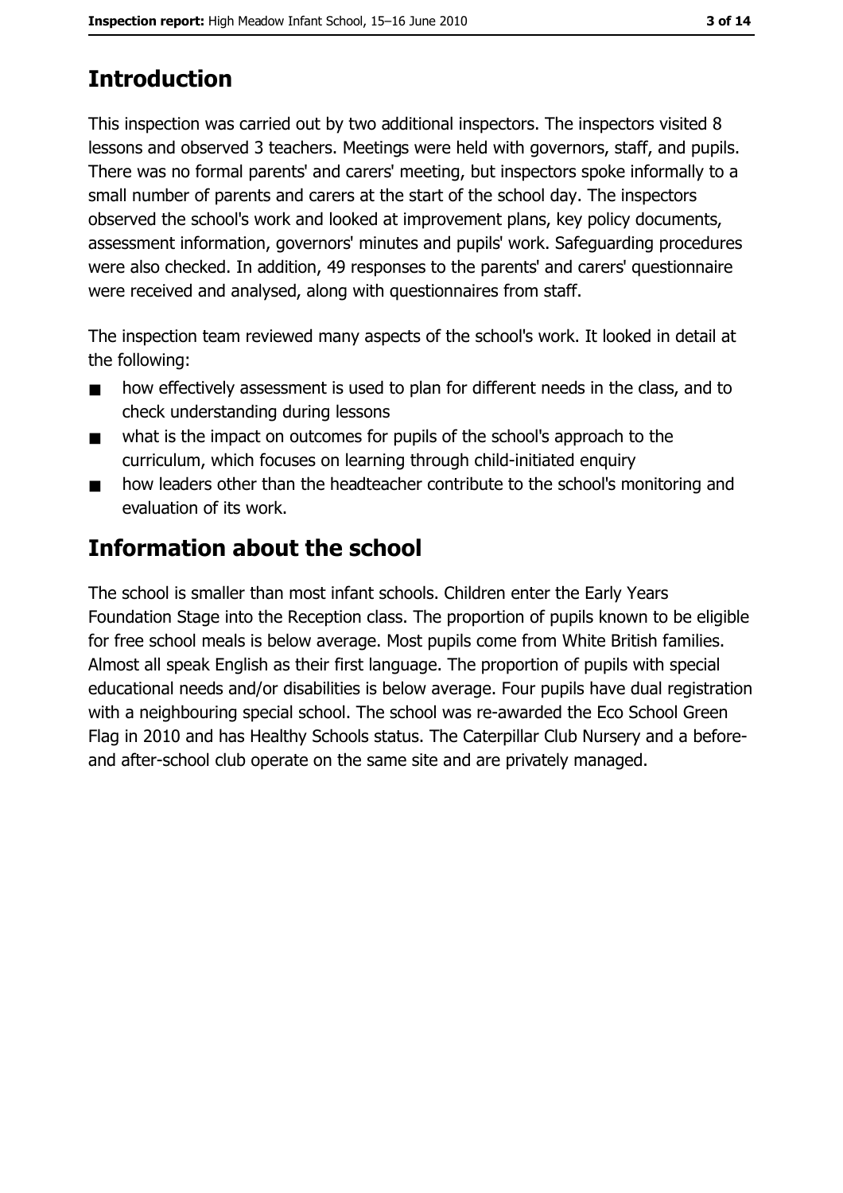## Introduction

This inspection was carried out by two additional inspectors. The inspectors visited 8 lessons and observed 3 teachers. Meetings were held with governors, staff, and pupils. There was no formal parents' and carers' meeting, but inspectors spoke informally to a small number of parents and carers at the start of the school day. The inspectors observed the school's work and looked at improvement plans, key policy documents, assessment information, governors' minutes and pupils' work. Safeguarding procedures were also checked. In addition, 49 responses to the parents' and carers' questionnaire were received and analysed, along with questionnaires from staff.

The inspection team reviewed many aspects of the school's work. It looked in detail at the following:

- how effectively assessment is used to plan for different needs in the class, and to check understanding during lessons
- what is the impact on outcomes for pupils of the school's approach to the curriculum, which focuses on learning through child-initiated enquiry
- how leaders other than the headteacher contribute to the school's monitoring and evaluation of its work.

## Information about the school

The school is smaller than most infant schools. Children enter the Early Years Foundation Stage into the Reception class. The proportion of pupils known to be eligible for free school meals is below average. Most pupils come from White British families. Almost all speak English as their first language. The proportion of pupils with special educational needs and/or disabilities is below average. Four pupils have dual registration with a neighbouring special school. The school was re-awarded the Eco School Green Flag in 2010 and has Healthy Schools status. The Caterpillar Club Nursery and a before- and after-school club operate on the same site and are privately managed.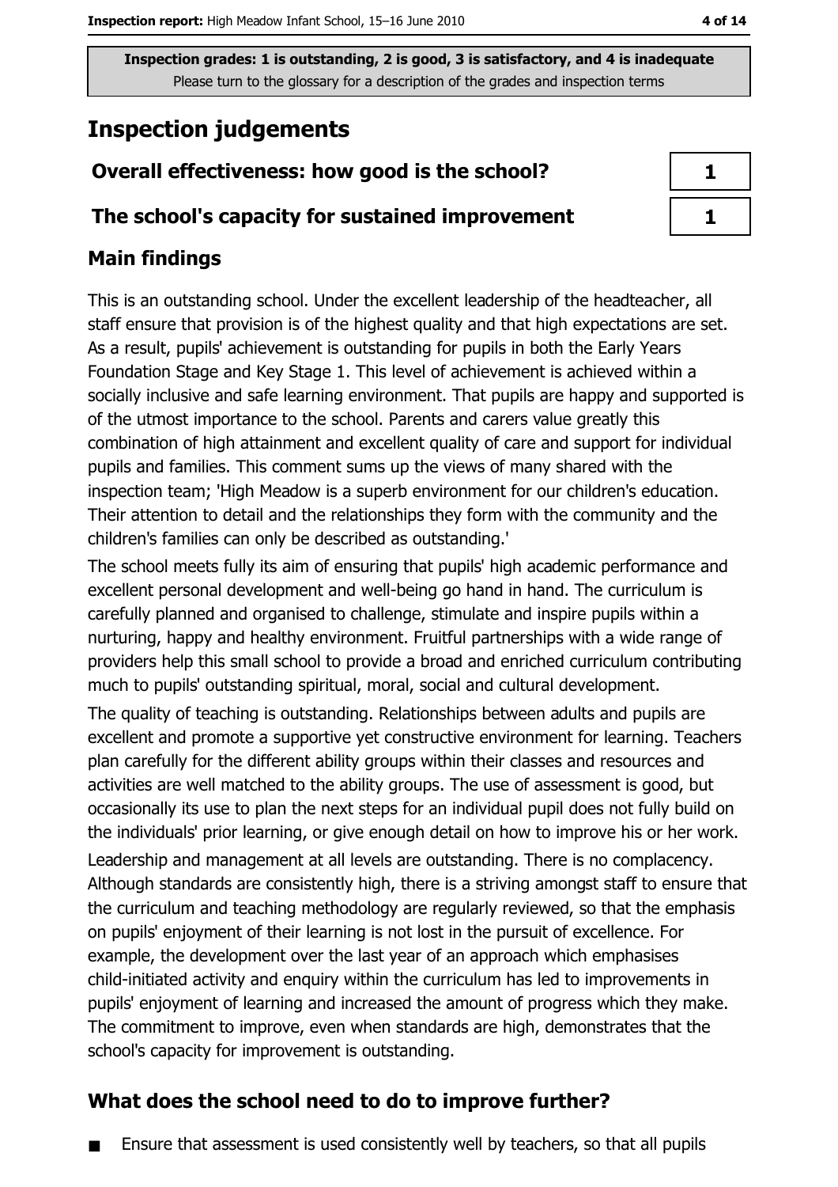Inspection grades: 1 is outstanding, 2 is good, 3 is satisfactory, and 4 is inadequate
Please turn to the glossary for a description of the grades and inspection terms

# Inspection judgements

| | |
|---|---|
| **Overall effectiveness: how good is the school?** | 1 |
| **The school's capacity for sustained improvement** | 1 |

## Main findings

This is an outstanding school. Under the excellent leadership of the headteacher, all staff ensure that provision is of the highest quality and that high expectations are set. As a result, pupils' achievement is outstanding for pupils in both the Early Years Foundation Stage and Key Stage 1. This level of achievement is achieved within a socially inclusive and safe learning environment. That pupils are happy and supported is of the utmost importance to the school. Parents and carers value greatly this combination of high attainment and excellent quality of care and support for individual pupils and families. This comment sums up the views of many shared with the inspection team; 'High Meadow is a superb environment for our children's education. Their attention to detail and the relationships they form with the community and the children's families can only be described as outstanding.'

The school meets fully its aim of ensuring that pupils' high academic performance and excellent personal development and well-being go hand in hand. The curriculum is carefully planned and organised to challenge, stimulate and inspire pupils within a nurturing, happy and healthy environment. Fruitful partnerships with a wide range of providers help this small school to provide a broad and enriched curriculum contributing much to pupils' outstanding spiritual, moral, social and cultural development.

The quality of teaching is outstanding. Relationships between adults and pupils are excellent and promote a supportive yet constructive environment for learning. Teachers plan carefully for the different ability groups within their classes and resources and activities are well matched to the ability groups. The use of assessment is good, but occasionally its use to plan the next steps for an individual pupil does not fully build on the individuals' prior learning, or give enough detail on how to improve his or her work.

Leadership and management at all levels are outstanding. There is no complacency. Although standards are consistently high, there is a striving amongst staff to ensure that the curriculum and teaching methodology are regularly reviewed, so that the emphasis on pupils' enjoyment of their learning is not lost in the pursuit of excellence. For example, the development over the last year of an approach which emphasises child-initiated activity and enquiry within the curriculum has led to improvements in pupils' enjoyment of learning and increased the amount of progress which they make. The commitment to improve, even when standards are high, demonstrates that the school's capacity for improvement is outstanding.

## What does the school need to do to improve further?

- Ensure that assessment is used consistently well by teachers, so that all pupils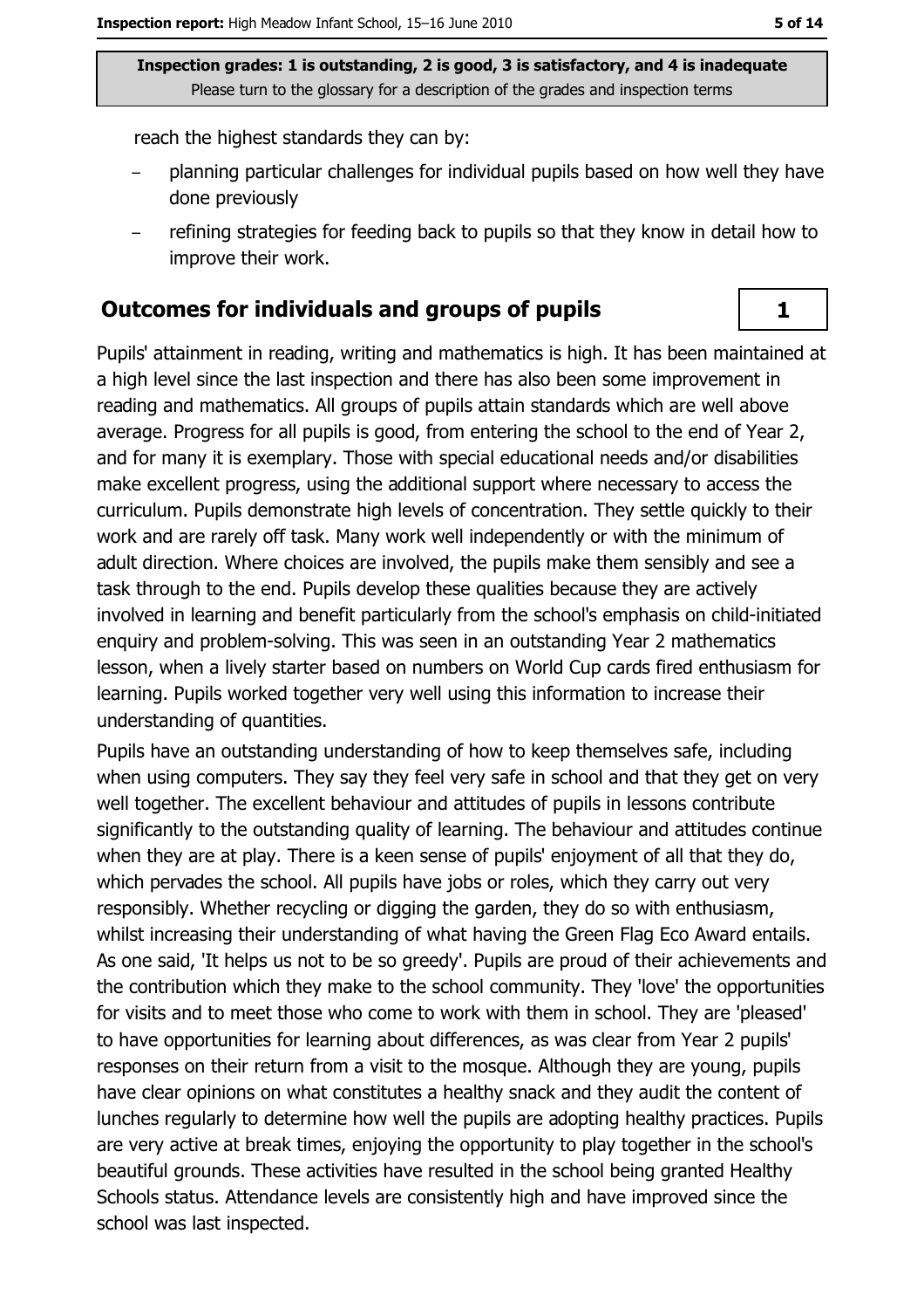reach the highest standards they can by:

- planning particular challenges for individual pupils based on how well they have done previously
- refining strategies for feeding back to pupils so that they know in detail how to improve their work.

## Outcomes for individuals and groups of pupils

**1**

Pupils' attainment in reading, writing and mathematics is high. It has been maintained at a high level since the last inspection and there has also been some improvement in reading and mathematics. All groups of pupils attain standards which are well above average. Progress for all pupils is good, from entering the school to the end of Year 2, and for many it is exemplary. Those with special educational needs and/or disabilities make excellent progress, using the additional support where necessary to access the curriculum. Pupils demonstrate high levels of concentration. They settle quickly to their work and are rarely off task. Many work well independently or with the minimum of adult direction. Where choices are involved, the pupils make them sensibly and see a task through to the end. Pupils develop these qualities because they are actively involved in learning and benefit particularly from the school's emphasis on child-initiated enquiry and problem-solving. This was seen in an outstanding Year 2 mathematics lesson, when a lively starter based on numbers on World Cup cards fired enthusiasm for learning. Pupils worked together very well using this information to increase their understanding of quantities.

Pupils have an outstanding understanding of how to keep themselves safe, including when using computers. They say they feel very safe in school and that they get on very well together. The excellent behaviour and attitudes of pupils in lessons contribute significantly to the outstanding quality of learning. The behaviour and attitudes continue when they are at play. There is a keen sense of pupils' enjoyment of all that they do, which pervades the school. All pupils have jobs or roles, which they carry out very responsibly. Whether recycling or digging the garden, they do so with enthusiasm, whilst increasing their understanding of what having the Green Flag Eco Award entails. As one said, 'It helps us not to be so greedy'. Pupils are proud of their achievements and the contribution which they make to the school community. They 'love' the opportunities for visits and to meet those who come to work with them in school. They are 'pleased' to have opportunities for learning about differences, as was clear from Year 2 pupils' responses on their return from a visit to the mosque. Although they are young, pupils have clear opinions on what constitutes a healthy snack and they audit the content of lunches regularly to determine how well the pupils are adopting healthy practices. Pupils are very active at break times, enjoying the opportunity to play together in the school's beautiful grounds. These activities have resulted in the school being granted Healthy Schools status. Attendance levels are consistently high and have improved since the school was last inspected.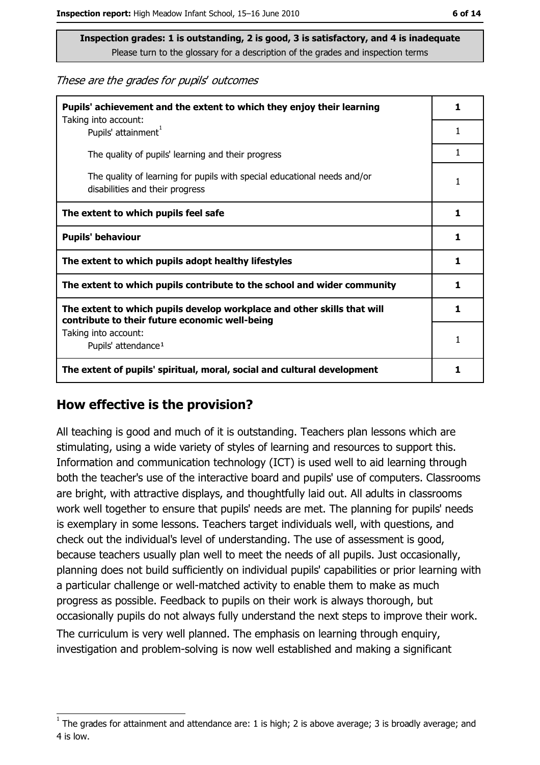**Inspection grades: 1 is outstanding, 2 is good, 3 is satisfactory, and 4 is inadequate**
Please turn to the glossary for a description of the grades and inspection terms

*These are the grades for pupils' outcomes*

| | |
|---|---|
| **Pupils' achievement and the extent to which they enjoy their learning** | **1** |
| Taking into account: Pupils' attainment[1] | 1 |
| The quality of pupils' learning and their progress | 1 |
| The quality of learning for pupils with special educational needs and/or disabilities and their progress | 1 |
| **The extent to which pupils feel safe** | **1** |
| **Pupils' behaviour** | **1** |
| **The extent to which pupils adopt healthy lifestyles** | **1** |
| **The extent to which pupils contribute to the school and wider community** | **1** |
| **The extent to which pupils develop workplace and other skills that will contribute to their future economic well-being** | **1** |
| Taking into account: Pupils' attendance[1] | 1 |
| **The extent of pupils' spiritual, moral, social and cultural development** | **1** |

## How effective is the provision?

All teaching is good and much of it is outstanding. Teachers plan lessons which are stimulating, using a wide variety of styles of learning and resources to support this. Information and communication technology (ICT) is used well to aid learning through both the teacher's use of the interactive board and pupils' use of computers. Classrooms are bright, with attractive displays, and thoughtfully laid out. All adults in classrooms work well together to ensure that pupils' needs are met. The planning for pupils' needs is exemplary in some lessons. Teachers target individuals well, with questions, and check out the individual's level of understanding. The use of assessment is good, because teachers usually plan well to meet the needs of all pupils. Just occasionally, planning does not build sufficiently on individual pupils' capabilities or prior learning with a particular challenge or well-matched activity to enable them to make as much progress as possible. Feedback to pupils on their work is always thorough, but occasionally pupils do not always fully understand the next steps to improve their work.

The curriculum is very well planned. The emphasis on learning through enquiry, investigation and problem-solving is now well established and making a significant

[1] The grades for attainment and attendance are: 1 is high; 2 is above average; 3 is broadly average; and 4 is low.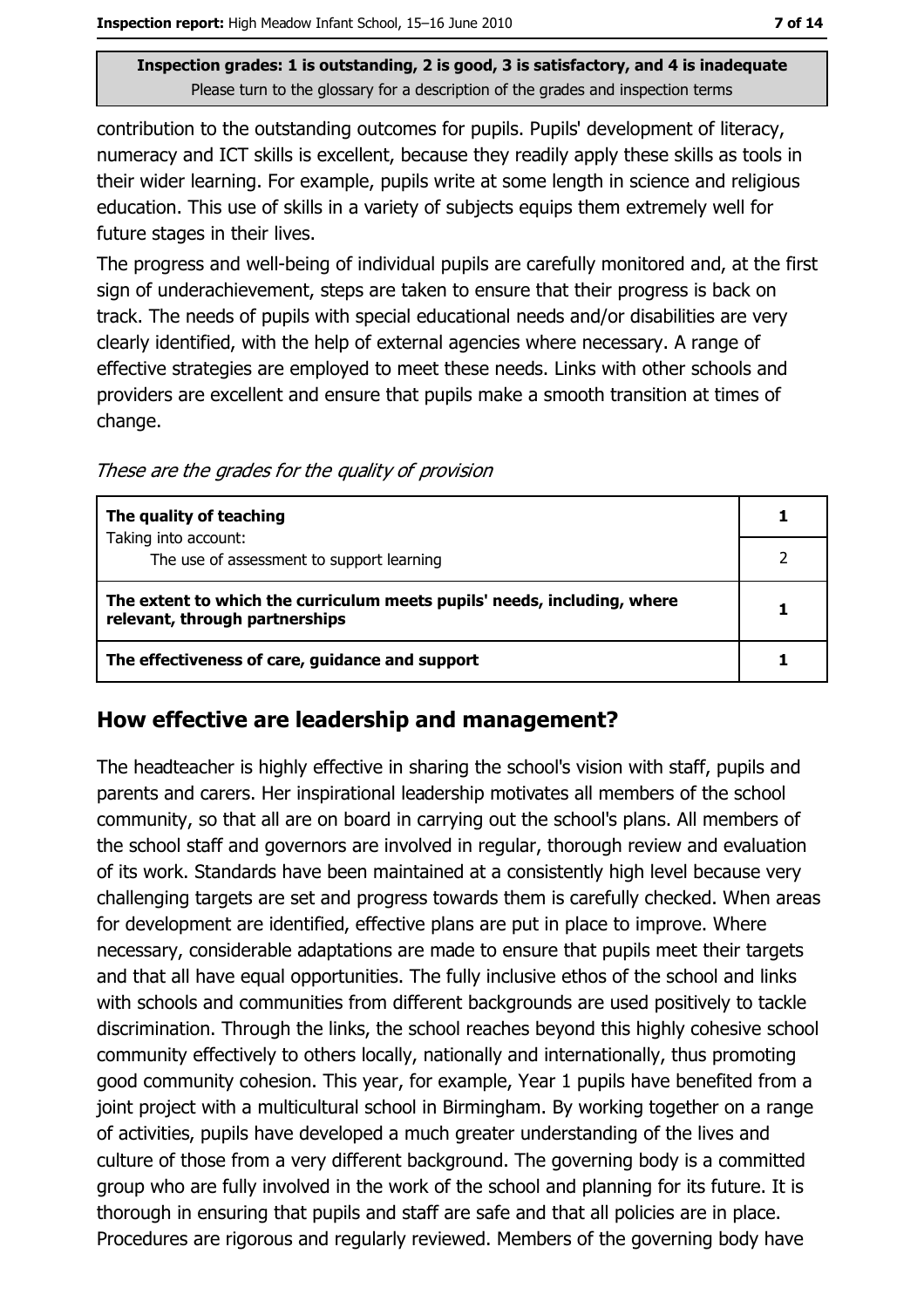contribution to the outstanding outcomes for pupils. Pupils' development of literacy, numeracy and ICT skills is excellent, because they readily apply these skills as tools in their wider learning. For example, pupils write at some length in science and religious education. This use of skills in a variety of subjects equips them extremely well for future stages in their lives.

The progress and well-being of individual pupils are carefully monitored and, at the first sign of underachievement, steps are taken to ensure that their progress is back on track. The needs of pupils with special educational needs and/or disabilities are very clearly identified, with the help of external agencies where necessary. A range of effective strategies are employed to meet these needs. Links with other schools and providers are excellent and ensure that pupils make a smooth transition at times of change.

*These are the grades for the quality of provision*

| | |
|---|---|
| **The quality of teaching** | 1 |
| Taking into account: The use of assessment to support learning | 2 |
| **The extent to which the curriculum meets pupils' needs, including, where relevant, through partnerships** | 1 |
| **The effectiveness of care, guidance and support** | 1 |

## How effective are leadership and management?

The headteacher is highly effective in sharing the school's vision with staff, pupils and parents and carers. Her inspirational leadership motivates all members of the school community, so that all are on board in carrying out the school's plans. All members of the school staff and governors are involved in regular, thorough review and evaluation of its work. Standards have been maintained at a consistently high level because very challenging targets are set and progress towards them is carefully checked. When areas for development are identified, effective plans are put in place to improve. Where necessary, considerable adaptations are made to ensure that pupils meet their targets and that all have equal opportunities. The fully inclusive ethos of the school and links with schools and communities from different backgrounds are used positively to tackle discrimination. Through the links, the school reaches beyond this highly cohesive school community effectively to others locally, nationally and internationally, thus promoting good community cohesion. This year, for example, Year 1 pupils have benefited from a joint project with a multicultural school in Birmingham. By working together on a range of activities, pupils have developed a much greater understanding of the lives and culture of those from a very different background. The governing body is a committed group who are fully involved in the work of the school and planning for its future. It is thorough in ensuring that pupils and staff are safe and that all policies are in place. Procedures are rigorous and regularly reviewed. Members of the governing body have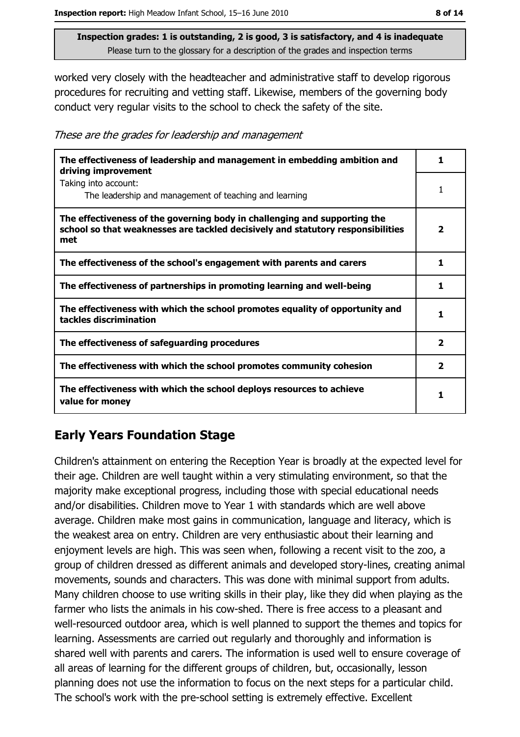**Inspection grades: 1 is outstanding, 2 is good, 3 is satisfactory, and 4 is inadequate**
Please turn to the glossary for a description of the grades and inspection terms

worked very closely with the headteacher and administrative staff to develop rigorous procedures for recruiting and vetting staff. Likewise, members of the governing body conduct very regular visits to the school to check the safety of the site.

*These are the grades for leadership and management*

| | |
|---|---|
| **The effectiveness of leadership and management in embedding ambition and driving improvement** | **1** |
| Taking into account: The leadership and management of teaching and learning | 1 |
| **The effectiveness of the governing body in challenging and supporting the school so that weaknesses are tackled decisively and statutory responsibilities met** | **2** |
| **The effectiveness of the school's engagement with parents and carers** | **1** |
| **The effectiveness of partnerships in promoting learning and well-being** | **1** |
| **The effectiveness with which the school promotes equality of opportunity and tackles discrimination** | **1** |
| **The effectiveness of safeguarding procedures** | **2** |
| **The effectiveness with which the school promotes community cohesion** | **2** |
| **The effectiveness with which the school deploys resources to achieve value for money** | **1** |

## Early Years Foundation Stage

Children's attainment on entering the Reception Year is broadly at the expected level for their age. Children are well taught within a very stimulating environment, so that the majority make exceptional progress, including those with special educational needs and/or disabilities. Children move to Year 1 with standards which are well above average. Children make most gains in communication, language and literacy, which is the weakest area on entry. Children are very enthusiastic about their learning and enjoyment levels are high. This was seen when, following a recent visit to the zoo, a group of children dressed as different animals and developed story-lines, creating animal movements, sounds and characters. This was done with minimal support from adults. Many children choose to use writing skills in their play, like they did when playing as the farmer who lists the animals in his cow-shed. There is free access to a pleasant and well-resourced outdoor area, which is well planned to support the themes and topics for learning. Assessments are carried out regularly and thoroughly and information is shared well with parents and carers. The information is used well to ensure coverage of all areas of learning for the different groups of children, but, occasionally, lesson planning does not use the information to focus on the next steps for a particular child. The school's work with the pre-school setting is extremely effective. Excellent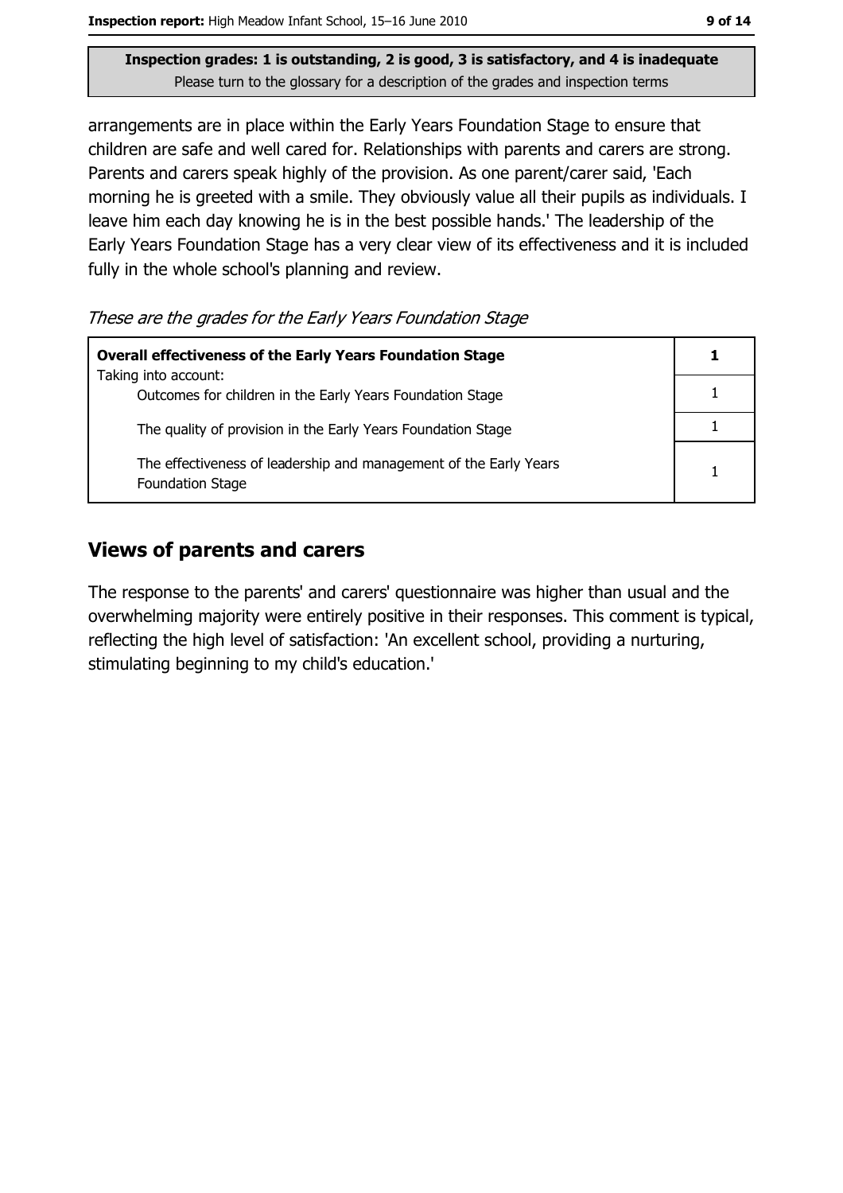**Inspection grades: 1 is outstanding, 2 is good, 3 is satisfactory, and 4 is inadequate**
Please turn to the glossary for a description of the grades and inspection terms

arrangements are in place within the Early Years Foundation Stage to ensure that children are safe and well cared for. Relationships with parents and carers are strong. Parents and carers speak highly of the provision. As one parent/carer said, 'Each morning he is greeted with a smile. They obviously value all their pupils as individuals. I leave him each day knowing he is in the best possible hands.' The leadership of the Early Years Foundation Stage has a very clear view of its effectiveness and it is included fully in the whole school's planning and review.

*These are the grades for the Early Years Foundation Stage*

| **Overall effectiveness of the Early Years Foundation Stage** | **1** |
|---|---|
| Taking into account:<br>Outcomes for children in the Early Years Foundation Stage | 1 |
| The quality of provision in the Early Years Foundation Stage | 1 |
| The effectiveness of leadership and management of the Early Years Foundation Stage | 1 |

## Views of parents and carers

The response to the parents' and carers' questionnaire was higher than usual and the overwhelming majority were entirely positive in their responses. This comment is typical, reflecting the high level of satisfaction: 'An excellent school, providing a nurturing, stimulating beginning to my child's education.'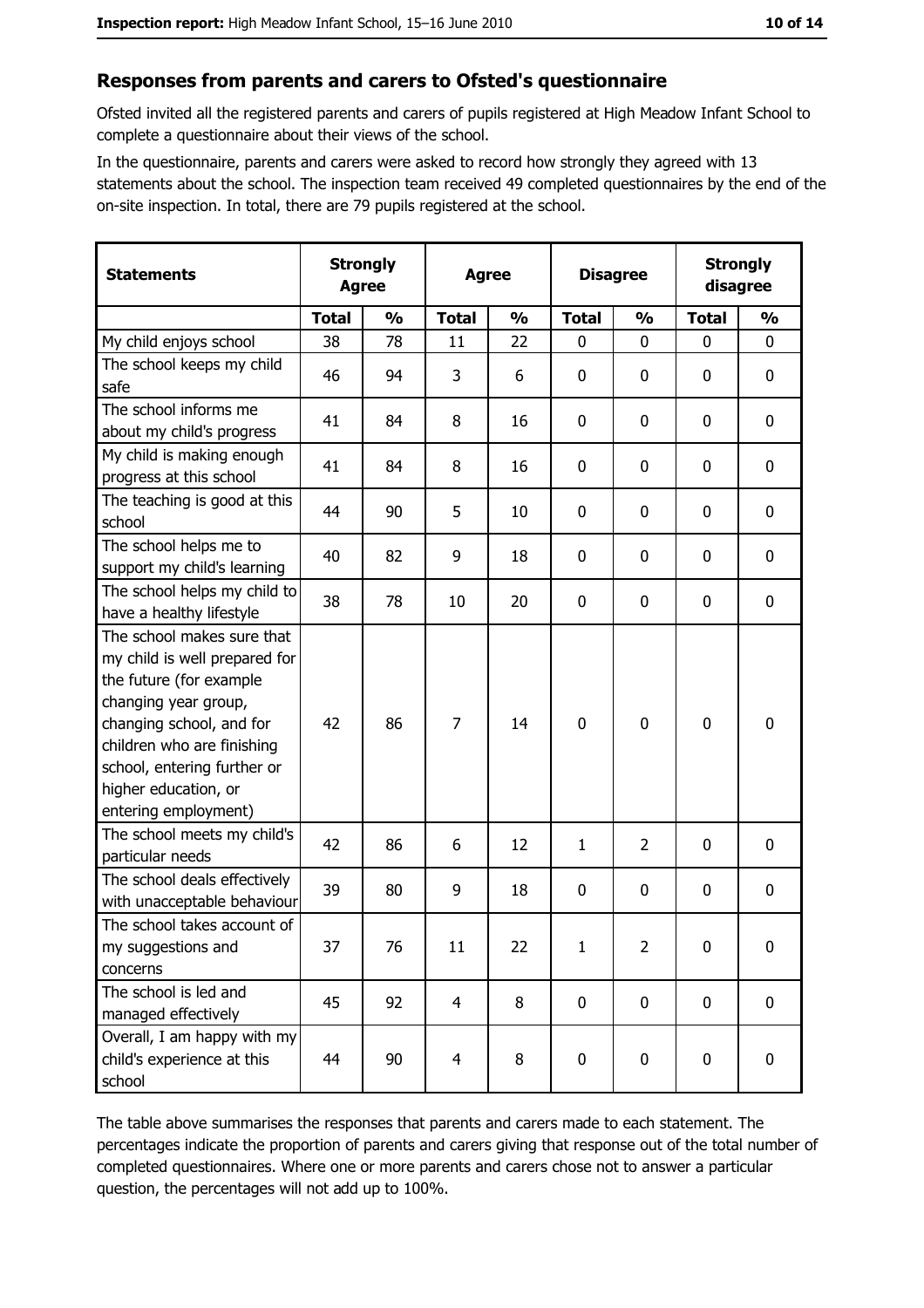## Responses from parents and carers to Ofsted's questionnaire

Ofsted invited all the registered parents and carers of pupils registered at High Meadow Infant School to complete a questionnaire about their views of the school.

In the questionnaire, parents and carers were asked to record how strongly they agreed with 13 statements about the school. The inspection team received 49 completed questionnaires by the end of the on-site inspection. In total, there are 79 pupils registered at the school.

| Statements | Strongly Agree | | Agree | | Disagree | | Strongly disagree | |
|---|---|---|---|---|---|---|---|---|
| | Total | % | Total | % | Total | % | Total | % |
| My child enjoys school | 38 | 78 | 11 | 22 | 0 | 0 | 0 | 0 |
| The school keeps my child safe | 46 | 94 | 3 | 6 | 0 | 0 | 0 | 0 |
| The school informs me about my child's progress | 41 | 84 | 8 | 16 | 0 | 0 | 0 | 0 |
| My child is making enough progress at this school | 41 | 84 | 8 | 16 | 0 | 0 | 0 | 0 |
| The teaching is good at this school | 44 | 90 | 5 | 10 | 0 | 0 | 0 | 0 |
| The school helps me to support my child's learning | 40 | 82 | 9 | 18 | 0 | 0 | 0 | 0 |
| The school helps my child to have a healthy lifestyle | 38 | 78 | 10 | 20 | 0 | 0 | 0 | 0 |
| The school makes sure that my child is well prepared for the future (for example changing year group, changing school, and for children who are finishing school, entering further or higher education, or entering employment) | 42 | 86 | 7 | 14 | 0 | 0 | 0 | 0 |
| The school meets my child's particular needs | 42 | 86 | 6 | 12 | 1 | 2 | 0 | 0 |
| The school deals effectively with unacceptable behaviour | 39 | 80 | 9 | 18 | 0 | 0 | 0 | 0 |
| The school takes account of my suggestions and concerns | 37 | 76 | 11 | 22 | 1 | 2 | 0 | 0 |
| The school is led and managed effectively | 45 | 92 | 4 | 8 | 0 | 0 | 0 | 0 |
| Overall, I am happy with my child's experience at this school | 44 | 90 | 4 | 8 | 0 | 0 | 0 | 0 |

The table above summarises the responses that parents and carers made to each statement. The percentages indicate the proportion of parents and carers giving that response out of the total number of completed questionnaires. Where one or more parents and carers chose not to answer a particular question, the percentages will not add up to 100%.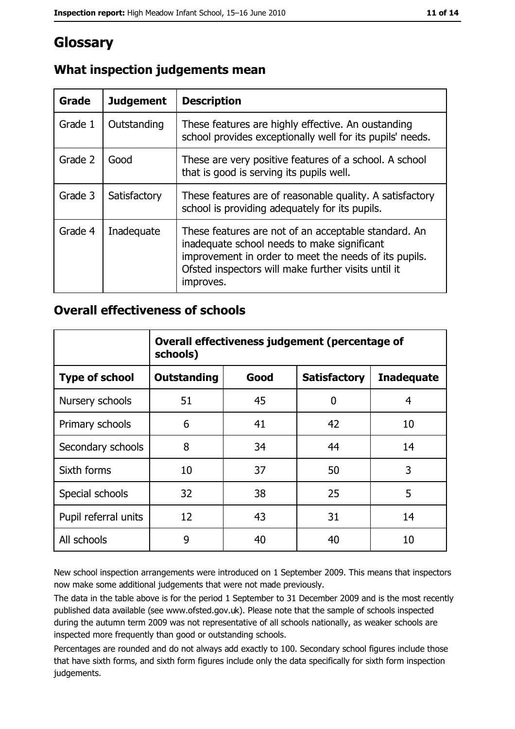# Glossary

## What inspection judgements mean

| Grade | Judgement | Description |
| --- | --- | --- |
| Grade 1 | Outstanding | These features are highly effective. An oustanding school provides exceptionally well for its pupils' needs. |
| Grade 2 | Good | These are very positive features of a school. A school that is good is serving its pupils well. |
| Grade 3 | Satisfactory | These features are of reasonable quality. A satisfactory school is providing adequately for its pupils. |
| Grade 4 | Inadequate | These features are not of an acceptable standard. An inadequate school needs to make significant improvement in order to meet the needs of its pupils. Ofsted inspectors will make further visits until it improves. |

## Overall effectiveness of schools

| | Overall effectiveness judgement (percentage of schools) | | | |
| --- | --- | --- | --- | --- |
| **Type of school** | **Outstanding** | **Good** | **Satisfactory** | **Inadequate** |
| Nursery schools | 51 | 45 | 0 | 4 |
| Primary schools | 6 | 41 | 42 | 10 |
| Secondary schools | 8 | 34 | 44 | 14 |
| Sixth forms | 10 | 37 | 50 | 3 |
| Special schools | 32 | 38 | 25 | 5 |
| Pupil referral units | 12 | 43 | 31 | 14 |
| All schools | 9 | 40 | 40 | 10 |

New school inspection arrangements were introduced on 1 September 2009. This means that inspectors now make some additional judgements that were not made previously.

The data in the table above is for the period 1 September to 31 December 2009 and is the most recently published data available (see www.ofsted.gov.uk). Please note that the sample of schools inspected during the autumn term 2009 was not representative of all schools nationally, as weaker schools are inspected more frequently than good or outstanding schools.

Percentages are rounded and do not always add exactly to 100. Secondary school figures include those that have sixth forms, and sixth form figures include only the data specifically for sixth form inspection judgements.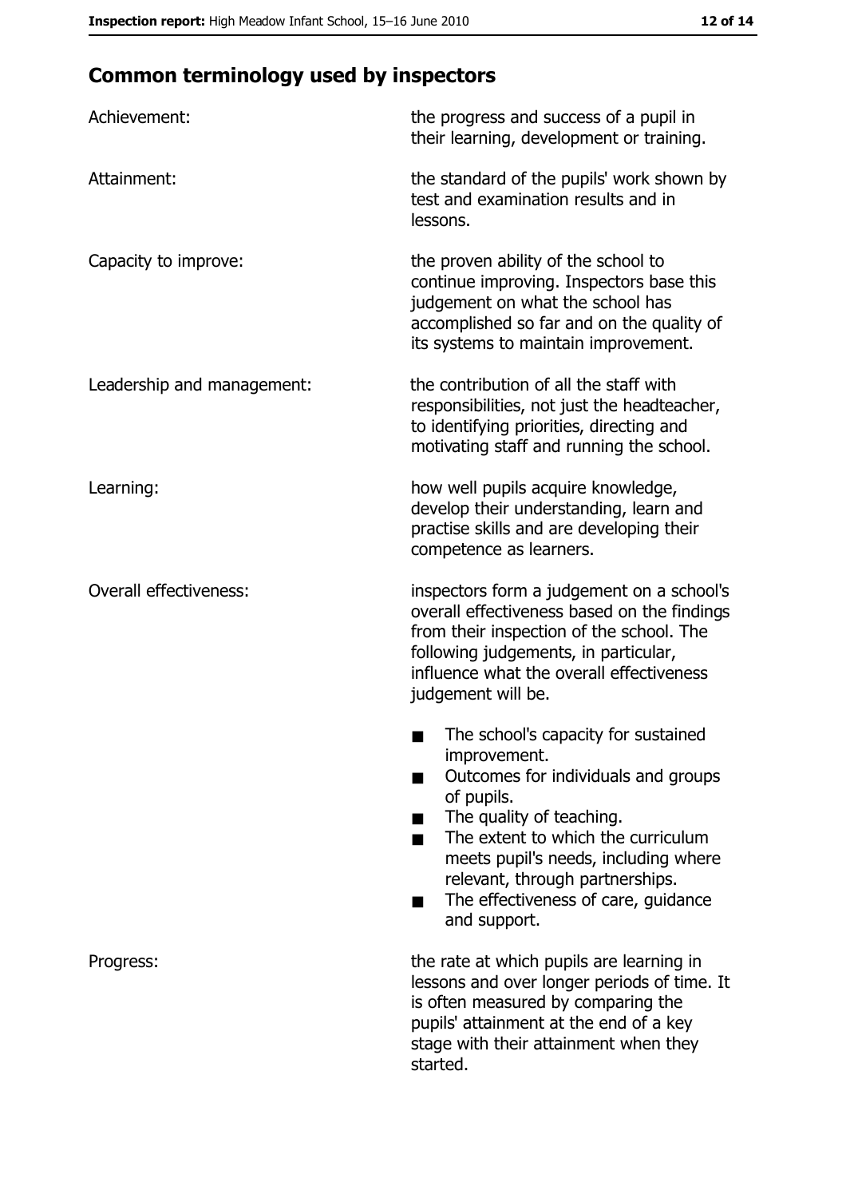## Common terminology used by inspectors

**Achievement:** the progress and success of a pupil in their learning, development or training.

**Attainment:** the standard of the pupils' work shown by test and examination results and in lessons.

**Capacity to improve:** the proven ability of the school to continue improving. Inspectors base this judgement on what the school has accomplished so far and on the quality of its systems to maintain improvement.

**Leadership and management:** the contribution of all the staff with responsibilities, not just the headteacher, to identifying priorities, directing and motivating staff and running the school.

**Learning:** how well pupils acquire knowledge, develop their understanding, learn and practise skills and are developing their competence as learners.

**Overall effectiveness:** inspectors form a judgement on a school's overall effectiveness based on the findings from their inspection of the school. The following judgements, in particular, influence what the overall effectiveness judgement will be.

- The school's capacity for sustained improvement.
- Outcomes for individuals and groups of pupils.
- The quality of teaching.
- The extent to which the curriculum meets pupil's needs, including where relevant, through partnerships.
- The effectiveness of care, guidance and support.

**Progress:** the rate at which pupils are learning in lessons and over longer periods of time. It is often measured by comparing the pupils' attainment at the end of a key stage with their attainment when they started.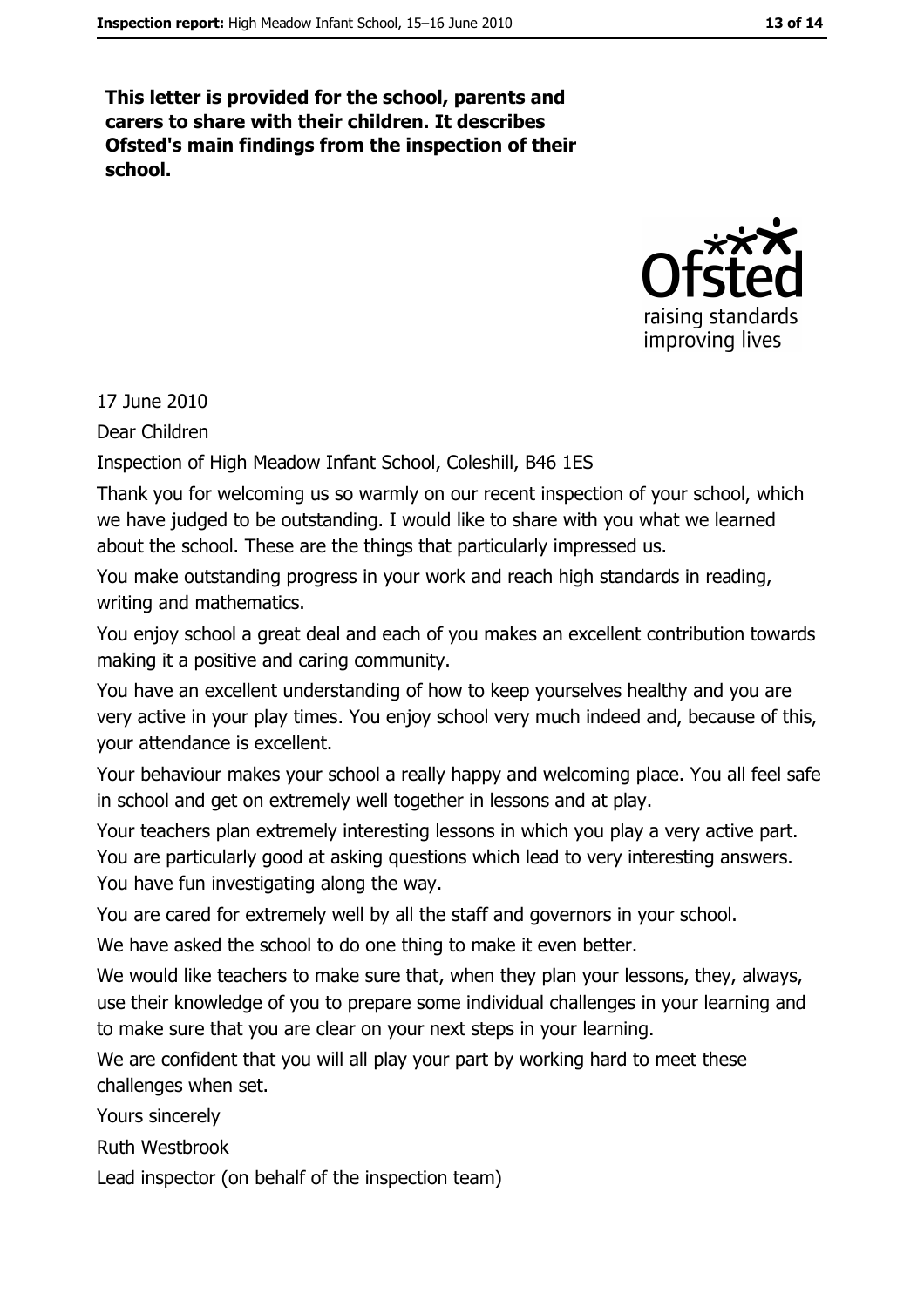**This letter is provided for the school, parents and carers to share with their children. It describes Ofsted's main findings from the inspection of their school.**

17 June 2010

Dear Children

Inspection of High Meadow Infant School, Coleshill, B46 1ES

Thank you for welcoming us so warmly on our recent inspection of your school, which we have judged to be outstanding. I would like to share with you what we learned about the school. These are the things that particularly impressed us.

You make outstanding progress in your work and reach high standards in reading, writing and mathematics.

You enjoy school a great deal and each of you makes an excellent contribution towards making it a positive and caring community.

You have an excellent understanding of how to keep yourselves healthy and you are very active in your play times. You enjoy school very much indeed and, because of this, your attendance is excellent.

Your behaviour makes your school a really happy and welcoming place. You all feel safe in school and get on extremely well together in lessons and at play.

Your teachers plan extremely interesting lessons in which you play a very active part. You are particularly good at asking questions which lead to very interesting answers. You have fun investigating along the way.

You are cared for extremely well by all the staff and governors in your school.

We have asked the school to do one thing to make it even better.

We would like teachers to make sure that, when they plan your lessons, they, always, use their knowledge of you to prepare some individual challenges in your learning and to make sure that you are clear on your next steps in your learning.

We are confident that you will all play your part by working hard to meet these challenges when set.

Yours sincerely

Ruth Westbrook

Lead inspector (on behalf of the inspection team)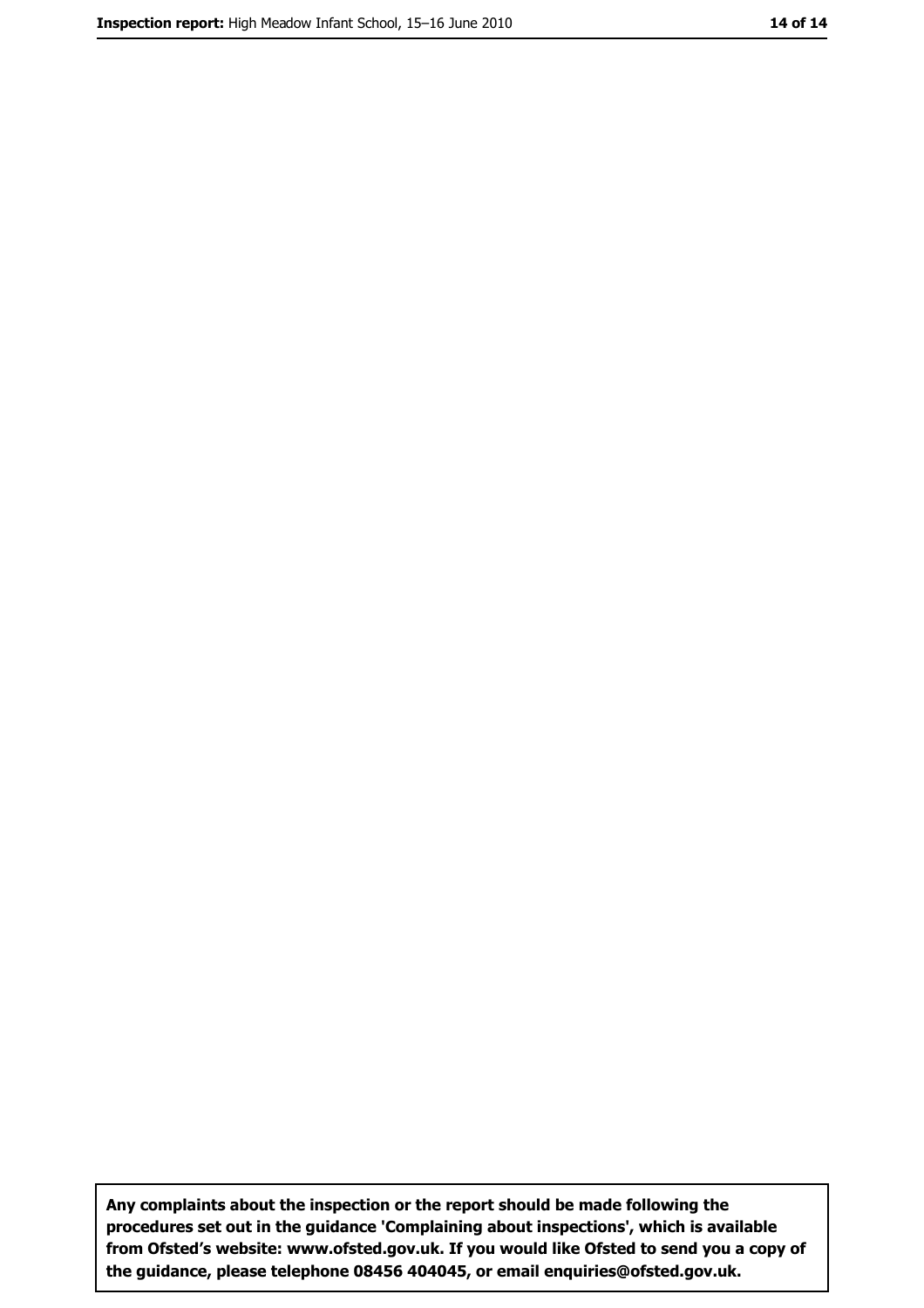**Any complaints about the inspection or the report should be made following the procedures set out in the guidance 'Complaining about inspections', which is available from Ofsted's website: www.ofsted.gov.uk. If you would like Ofsted to send you a copy of the guidance, please telephone 08456 404045, or email enquiries@ofsted.gov.uk.**